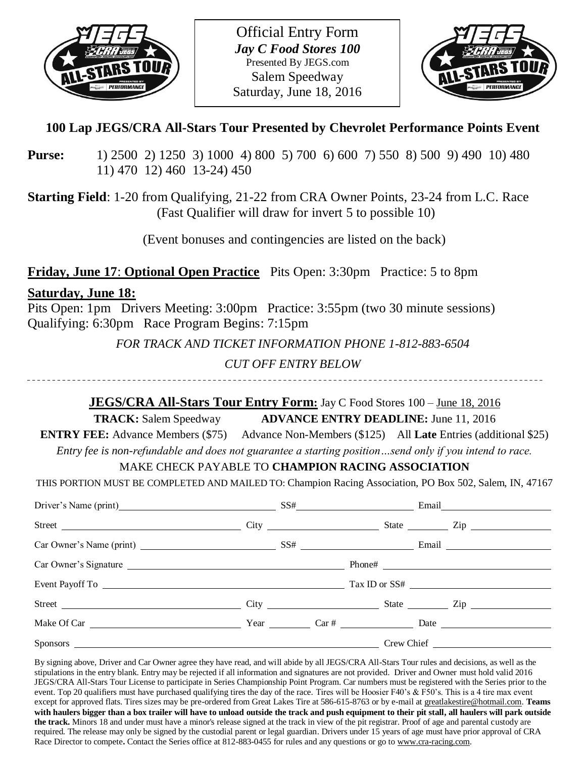Official Entry Form
***Jay C Food Stores 100***
Presented By JEGS.com
Salem Speedway
Saturday, June 18, 2016

## 100 Lap JEGS/CRA All-Stars Tour Presented by Chevrolet Performance Points Event

**Purse:** 1) 2500 2) 1250 3) 1000 4) 800 5) 700 6) 600 7) 550 8) 500 9) 490 10) 480 11) 470 12) 460 13-24) 450

**Starting Field**: 1-20 from Qualifying, 21-22 from CRA Owner Points, 23-24 from L.C. Race
(Fast Qualifier will draw for invert 5 to possible 10)

(Event bonuses and contingencies are listed on the back)

**Friday, June 17**: **Optional Open Practice** Pits Open: 3:30pm Practice: 5 to 8pm

**Saturday, June 18:**
Pits Open: 1pm Drivers Meeting: 3:00pm Practice: 3:55pm (two 30 minute sessions)
Qualifying: 6:30pm Race Program Begins: 7:15pm

*FOR TRACK AND TICKET INFORMATION PHONE 1-812-883-6504*

*CUT OFF ENTRY BELOW*

---

**JEGS/CRA All-Stars Tour Entry Form:** Jay C Food Stores 100 – June 18, 2016

**TRACK:** Salem Speedway **ADVANCE ENTRY DEADLINE:** June 11, 2016

**ENTRY FEE:** Advance Members ($75) Advance Non-Members ($125) All **Late** Entries (additional $25)

*Entry fee is non-refundable and does not guarantee a starting position…send only if you intend to race.*

MAKE CHECK PAYABLE TO **CHAMPION RACING ASSOCIATION**

THIS PORTION MUST BE COMPLETED AND MAILED TO: Champion Racing Association, PO Box 502, Salem, IN, 47167

Driver's Name (print)\_\_\_\_\_\_\_\_\_\_ SS#\_\_\_\_\_\_\_\_\_\_ Email\_\_\_\_\_\_\_\_\_\_

Street \_\_\_\_\_\_\_\_\_\_ City \_\_\_\_\_\_\_\_\_\_ State \_\_\_\_\_ Zip \_\_\_\_\_\_\_\_\_\_

Car Owner's Name (print) \_\_\_\_\_\_\_\_\_\_ SS# \_\_\_\_\_\_\_\_\_\_ Email \_\_\_\_\_\_\_\_\_\_

Car Owner's Signature \_\_\_\_\_\_\_\_\_\_ Phone# \_\_\_\_\_\_\_\_\_\_

Event Payoff To \_\_\_\_\_\_\_\_\_\_ Tax ID or SS# \_\_\_\_\_\_\_\_\_\_

Street \_\_\_\_\_\_\_\_\_\_ City \_\_\_\_\_\_\_\_\_\_ State \_\_\_\_\_ Zip \_\_\_\_\_\_\_\_\_\_

Make Of Car \_\_\_\_\_\_\_\_\_\_ Year \_\_\_\_\_ Car # \_\_\_\_\_\_\_\_\_\_ Date \_\_\_\_\_\_\_\_\_\_

Sponsors \_\_\_\_\_\_\_\_\_\_ Crew Chief \_\_\_\_\_\_\_\_\_\_

By signing above, Driver and Car Owner agree they have read, and will abide by all JEGS/CRA All-Stars Tour rules and decisions, as well as the stipulations in the entry blank. Entry may be rejected if all information and signatures are not provided. Driver and Owner must hold valid 2016 JEGS/CRA All-Stars Tour License to participate in Series Championship Point Program. Car numbers must be registered with the Series prior to the event. Top 20 qualifiers must have purchased qualifying tires the day of the race. Tires will be Hoosier F40's & F50's. This is a 4 tire max event except for approved flats. Tires sizes may be pre-ordered from Great Lakes Tire at 586-615-8763 or by e-mail at greatlakestire@hotmail.com. **Teams with haulers bigger than a box trailer will have to unload outside the track and push equipment to their pit stall, all haulers will park outside the track.** Minors 18 and under must have a minor's release signed at the track in view of the pit registrar. Proof of age and parental custody are required. The release may only be signed by the custodial parent or legal guardian. Drivers under 15 years of age must have prior approval of CRA Race Director to compete**.** Contact the Series office at 812-883-0455 for rules and any questions or go to www.cra-racing.com.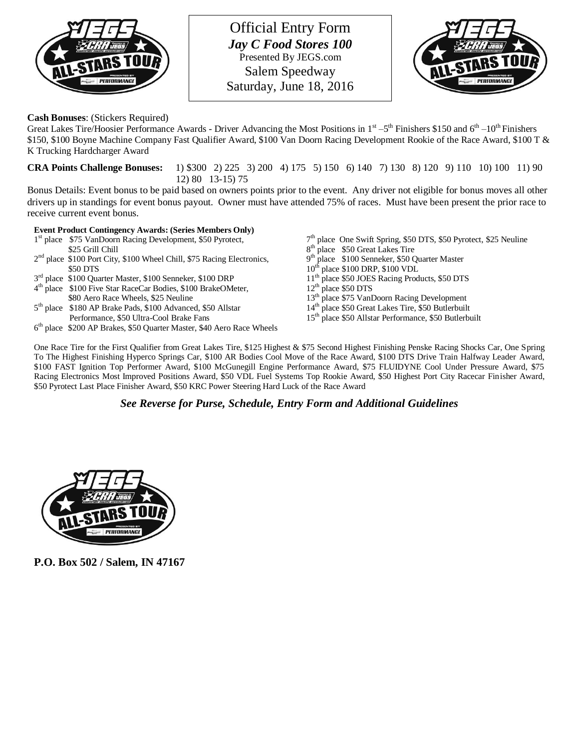# Official Entry Form

***Jay C Food Stores 100***

Presented By JEGS.com

Salem Speedway

Saturday, June 18, 2016

**Cash Bonuses**: (Stickers Required)

Great Lakes Tire/Hoosier Performance Awards - Driver Advancing the Most Positions in 1st –5th Finishers $150 and 6th –10th Finishers $150, $100 Boyne Machine Company Fast Qualifier Award, $100 Van Doorn Racing Development Rookie of the Race Award, $100 T & K Trucking Hardcharger Award

**CRA Points Challenge Bonuses:** 1) $300 2) 225 3) 200 4) 175 5) 150 6) 140 7) 130 8) 120 9) 110 10) 100 11) 90 12) 80 13-15) 75

Bonus Details: Event bonus to be paid based on owners points prior to the event. Any driver not eligible for bonus moves all other drivers up in standings for event bonus payout. Owner must have attended 75% of races. Must have been present the prior race to receive current event bonus.

**Event Product Contingency Awards: (Series Members Only)**

1st place $75 VanDoorn Racing Development, $50 Pyrotect, $25 Grill Chill
2nd place $100 Port City, $100 Wheel Chill, $75 Racing Electronics, $50 DTS
3rd place $100 Quarter Master, $100 Senneker, $100 DRP
4th place $100 Five Star RaceCar Bodies, $100 BrakeOMeter, $80 Aero Race Wheels, $25 Neuline
5th place $180 AP Brake Pads, $100 Advanced, $50 Allstar Performance, $50 Ultra-Cool Brake Fans
6th place $200 AP Brakes, $50 Quarter Master, $40 Aero Race Wheels
7th place One Swift Spring, $50 DTS, $50 Pyrotect, $25 Neuline
8th place $50 Great Lakes Tire
9th place $100 Senneker, $50 Quarter Master
10th place $100 DRP, $100 VDL
11th place $50 JOES Racing Products, $50 DTS
12th place $50 DTS
13th place $75 VanDoorn Racing Development
14th place $50 Great Lakes Tire, $50 Butlerbuilt
15th place $50 Allstar Performance, $50 Butlerbuilt

One Race Tire for the First Qualifier from Great Lakes Tire, $125 Highest & $75 Second Highest Finishing Penske Racing Shocks Car, One Spring To The Highest Finishing Hyperco Springs Car, $100 AR Bodies Cool Move of the Race Award, $100 DTS Drive Train Halfway Leader Award, $100 FAST Ignition Top Performer Award, $100 McGunegill Engine Performance Award, $75 FLUIDYNE Cool Under Pressure Award, $75 Racing Electronics Most Improved Positions Award, $50 VDL Fuel Systems Top Rookie Award, $50 Highest Port City Racecar Finisher Award, $50 Pyrotect Last Place Finisher Award, $50 KRC Power Steering Hard Luck of the Race Award

***See Reverse for Purse, Schedule, Entry Form and Additional Guidelines***

**P.O. Box 502 / Salem, IN 47167**